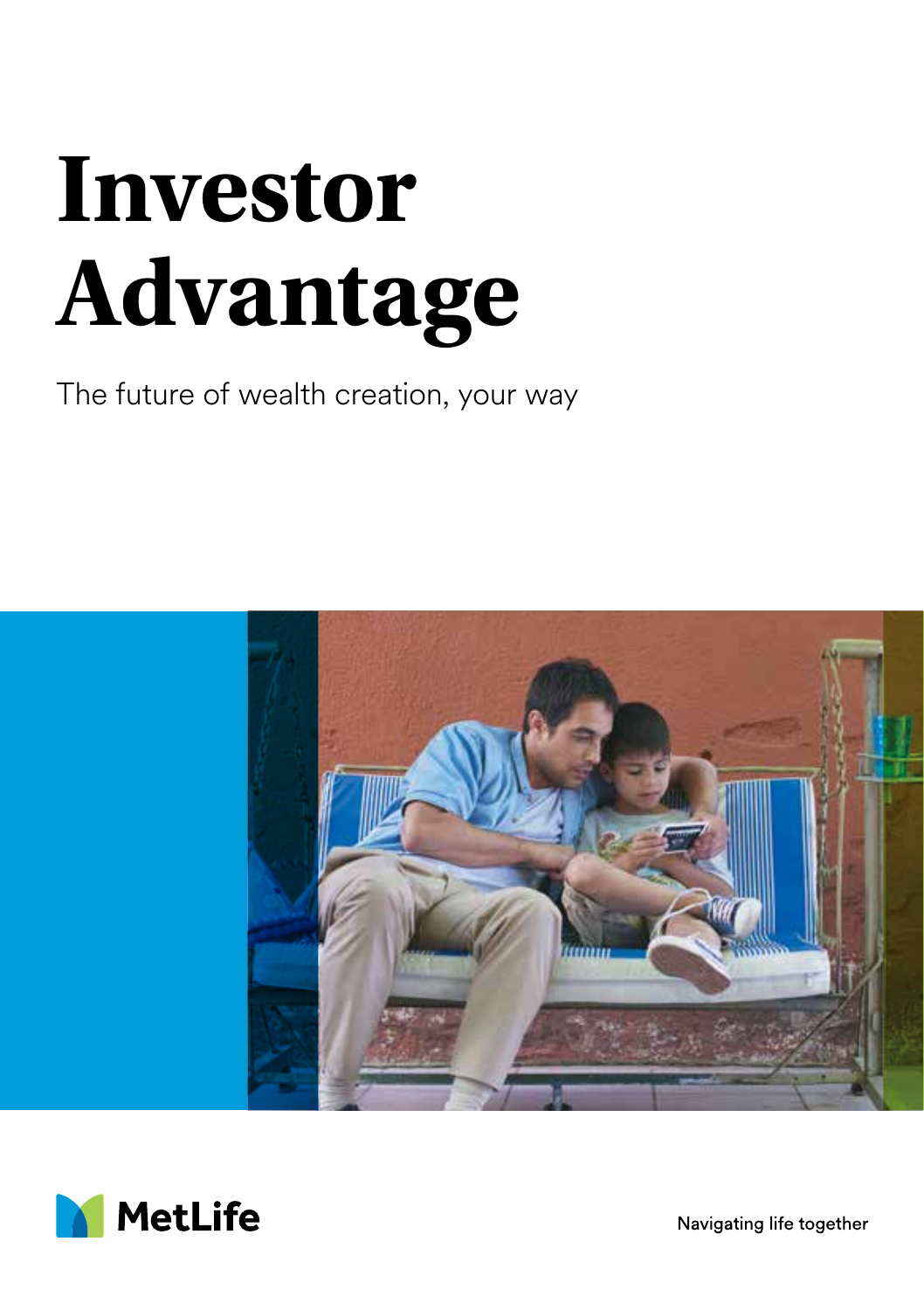# Investor Advantage

The future of wealth creation, your way

MetLife

Navigating life together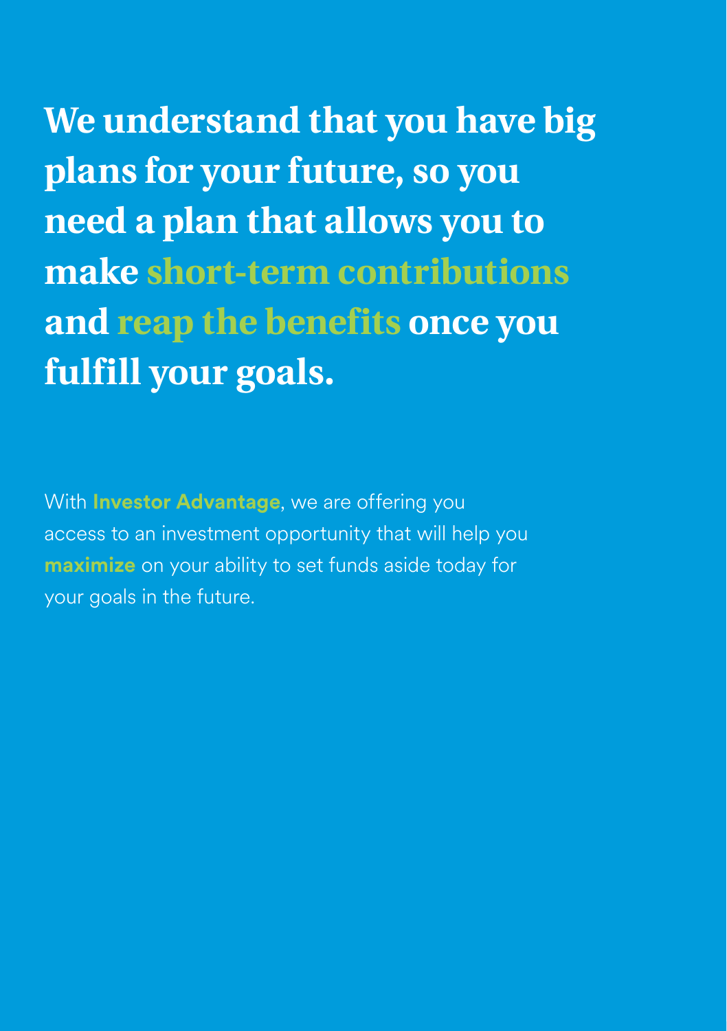**We understand that you have big plans for your future, so you need a plan that allows you to make short-term contributions and reap the benefits once you fulfill your goals.**

With **Investor Advantage**, we are offering you access to an investment opportunity that will help you **maximize** on your ability to set funds aside today for your goals in the future.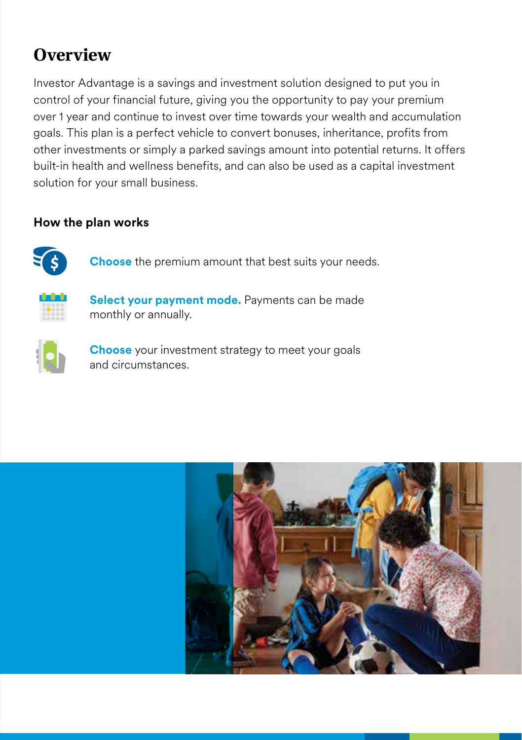# Overview

Investor Advantage is a savings and investment solution designed to put you in control of your financial future, giving you the opportunity to pay your premium over 1 year and continue to invest over time towards your wealth and accumulation goals. This plan is a perfect vehicle to convert bonuses, inheritance, profits from other investments or simply a parked savings amount into potential returns. It offers built-in health and wellness benefits, and can also be used as a capital investment solution for your small business.

### How the plan works

- **Choose** the premium amount that best suits your needs.
- **Select your payment mode.** Payments can be made monthly or annually.
- **Choose** your investment strategy to meet your goals and circumstances.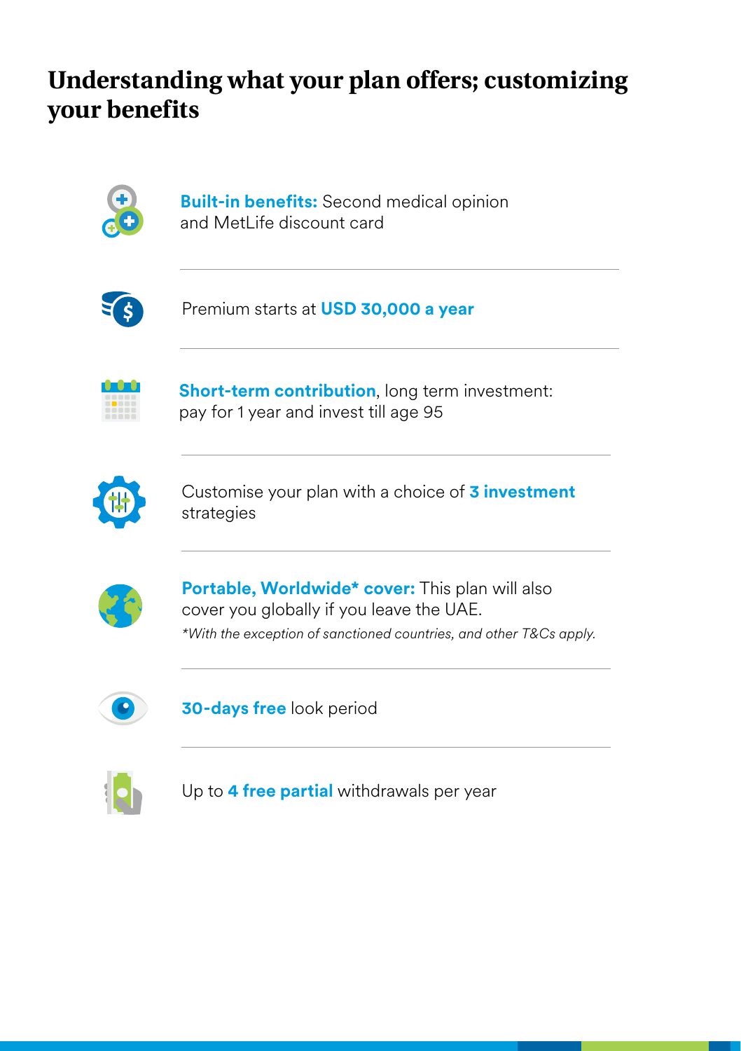# Understanding what your plan offers; customizing your benefits

**Built-in benefits:** Second medical opinion and MetLife discount card

---

Premium starts at **USD 30,000 a year**

---

**Short-term contribution**, long term investment: pay for 1 year and invest till age 95

---

Customise your plan with a choice of **3 investment** strategies

---

**Portable, Worldwide* cover:** This plan will also cover you globally if you leave the UAE.

*\*With the exception of sanctioned countries, and other T&Cs apply.*

---

**30-days free** look period

---

Up to **4 free partial** withdrawals per year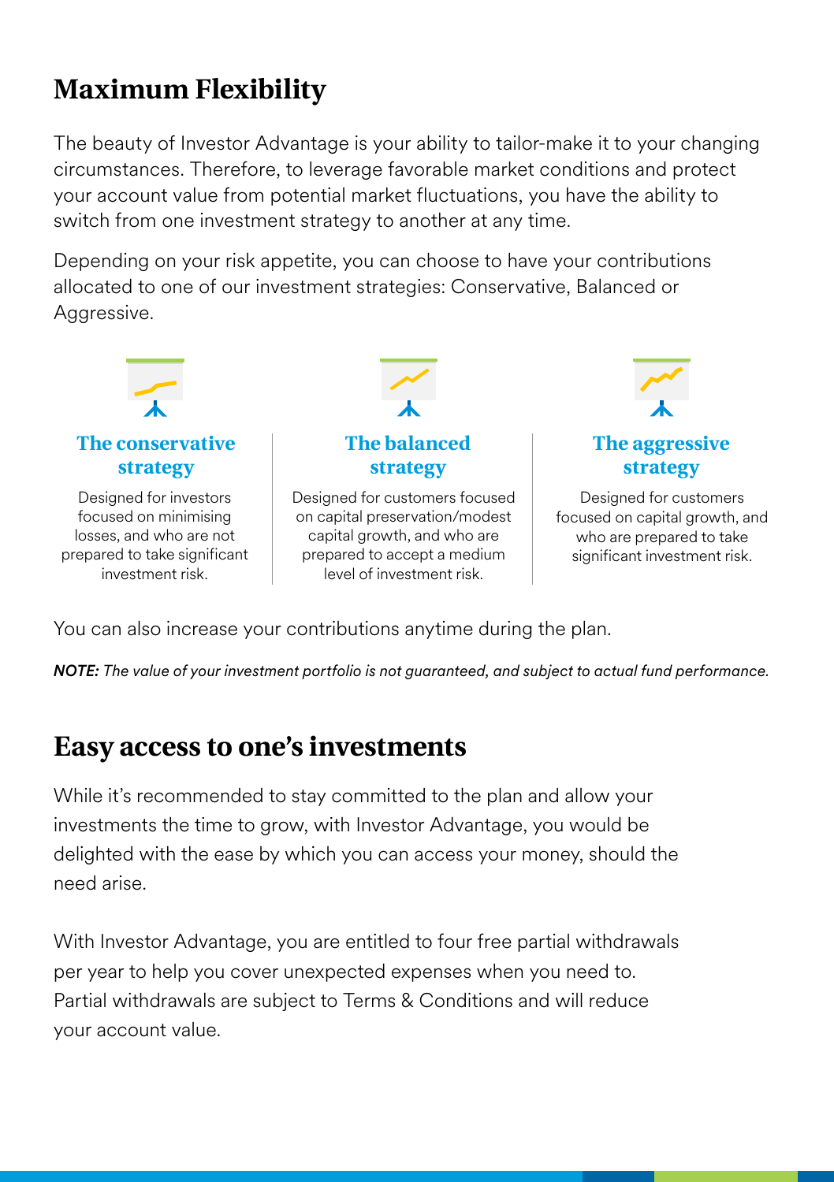## Maximum Flexibility

The beauty of Investor Advantage is your ability to tailor-make it to your changing circumstances. Therefore, to leverage favorable market conditions and protect your account value from potential market fluctuations, you have the ability to switch from one investment strategy to another at any time.

Depending on your risk appetite, you can choose to have your contributions allocated to one of our investment strategies: Conservative, Balanced or Aggressive.

### The conservative strategy

Designed for investors focused on minimising losses, and who are not prepared to take significant investment risk.

### The balanced strategy

Designed for customers focused on capital preservation/modest capital growth, and who are prepared to accept a medium level of investment risk.

### The aggressive strategy

Designed for customers focused on capital growth, and who are prepared to take significant investment risk.

You can also increase your contributions anytime during the plan.

***NOTE:*** *The value of your investment portfolio is not guaranteed, and subject to actual fund performance.*

## Easy access to one's investments

While it's recommended to stay committed to the plan and allow your investments the time to grow, with Investor Advantage, you would be delighted with the ease by which you can access your money, should the need arise.

With Investor Advantage, you are entitled to four free partial withdrawals per year to help you cover unexpected expenses when you need to. Partial withdrawals are subject to Terms & Conditions and will reduce your account value.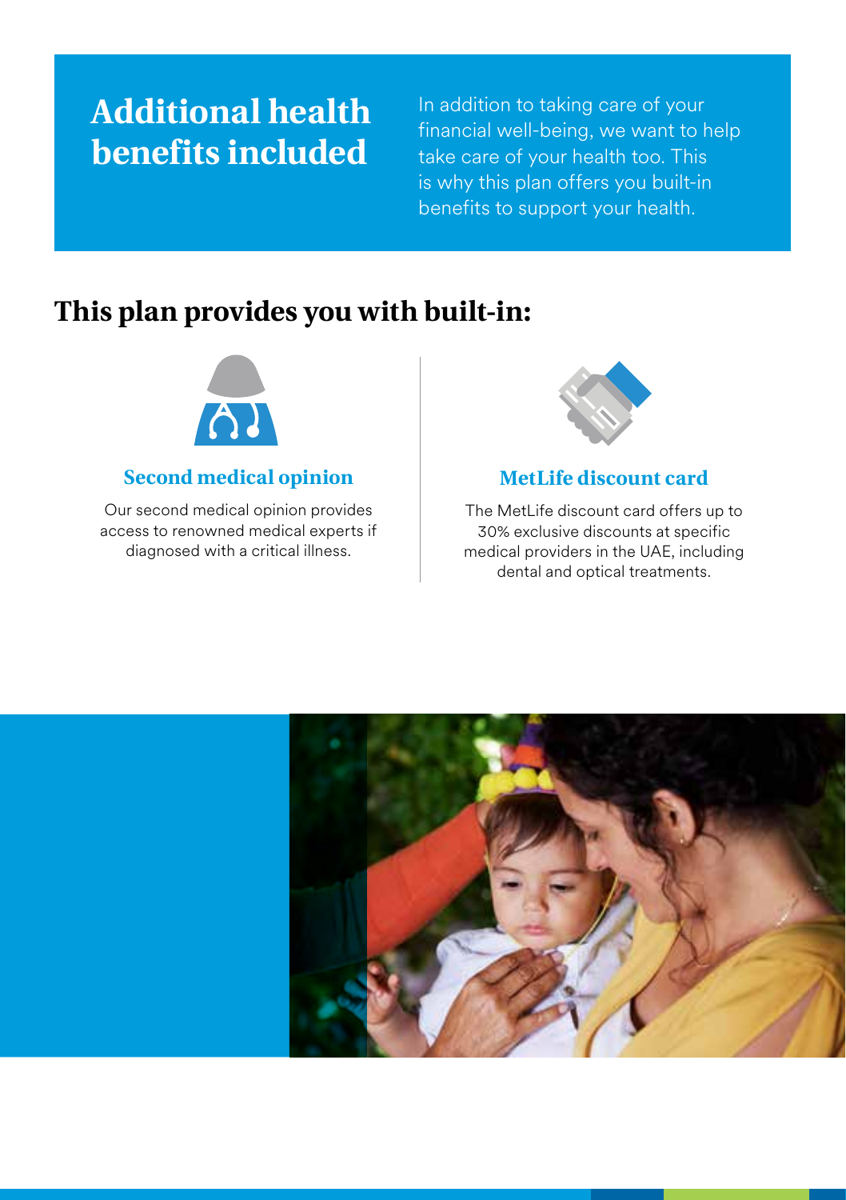# Additional health benefits included

In addition to taking care of your financial well-being, we want to help take care of your health too. This is why this plan offers you built-in benefits to support your health.

## This plan provides you with built-in:

### Second medical opinion

Our second medical opinion provides access to renowned medical experts if diagnosed with a critical illness.

### MetLife discount card

The MetLife discount card offers up to 30% exclusive discounts at specific medical providers in the UAE, including dental and optical treatments.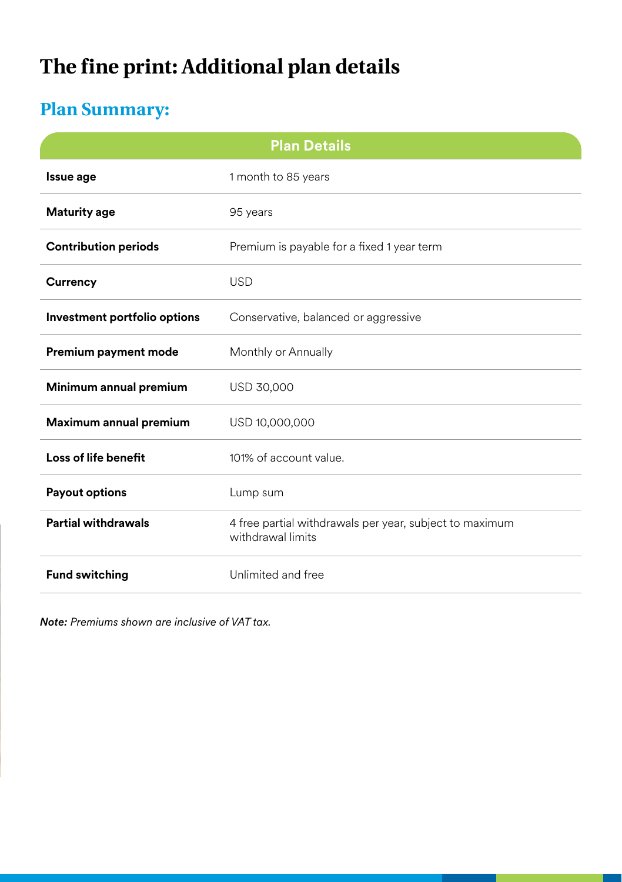# The fine print: Additional plan details

## Plan Summary:

| Plan Details | |
|---|---|
| **Issue age** | 1 month to 85 years |
| **Maturity age** | 95 years |
| **Contribution periods** | Premium is payable for a fixed 1 year term |
| **Currency** | USD |
| **Investment portfolio options** | Conservative, balanced or aggressive |
| **Premium payment mode** | Monthly or Annually |
| **Minimum annual premium** | USD 30,000 |
| **Maximum annual premium** | USD 10,000,000 |
| **Loss of life benefit** | 101% of account value. |
| **Payout options** | Lump sum |
| **Partial withdrawals** | 4 free partial withdrawals per year, subject to maximum withdrawal limits |
| **Fund switching** | Unlimited and free |

***Note:*** *Premiums shown are inclusive of VAT tax.*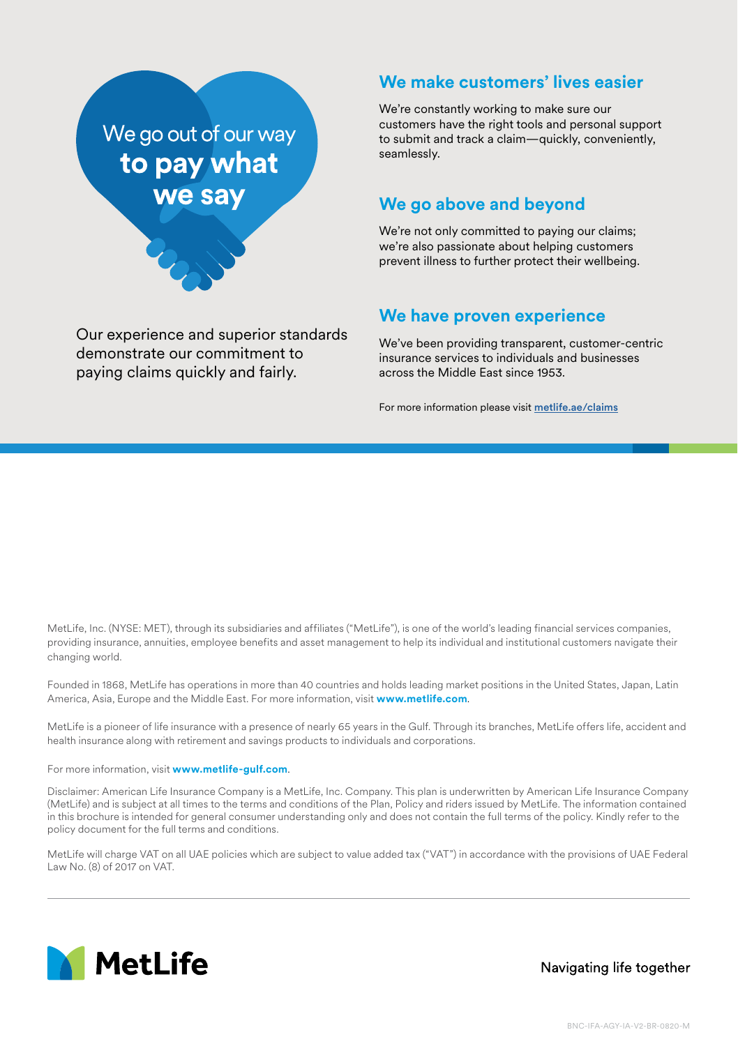We go out of our way **to pay what we say**

Our experience and superior standards demonstrate our commitment to paying claims quickly and fairly.

## We make customers' lives easier

We're constantly working to make sure our customers have the right tools and personal support to submit and track a claim—quickly, conveniently, seamlessly.

## We go above and beyond

We're not only committed to paying our claims; we're also passionate about helping customers prevent illness to further protect their wellbeing.

## We have proven experience

We've been providing transparent, customer-centric insurance services to individuals and businesses across the Middle East since 1953.

For more information please visit **metlife.ae/claims**

MetLife, Inc. (NYSE: MET), through its subsidiaries and affiliates ("MetLife"), is one of the world's leading financial services companies, providing insurance, annuities, employee benefits and asset management to help its individual and institutional customers navigate their changing world.

Founded in 1868, MetLife has operations in more than 40 countries and holds leading market positions in the United States, Japan, Latin America, Asia, Europe and the Middle East. For more information, visit **www.metlife.com**.

MetLife is a pioneer of life insurance with a presence of nearly 65 years in the Gulf. Through its branches, MetLife offers life, accident and health insurance along with retirement and savings products to individuals and corporations.

For more information, visit **www.metlife-gulf.com**.

Disclaimer: American Life Insurance Company is a MetLife, Inc. Company. This plan is underwritten by American Life Insurance Company (MetLife) and is subject at all times to the terms and conditions of the Plan, Policy and riders issued by MetLife. The information contained in this brochure is intended for general consumer understanding only and does not contain the full terms of the policy. Kindly refer to the policy document for the full terms and conditions.

MetLife will charge VAT on all UAE policies which are subject to value added tax ("VAT") in accordance with the provisions of UAE Federal Law No. (8) of 2017 on VAT.

**MetLife**

Navigating life together

BNC-IFA-AGY-IA-V2-BR-0820-M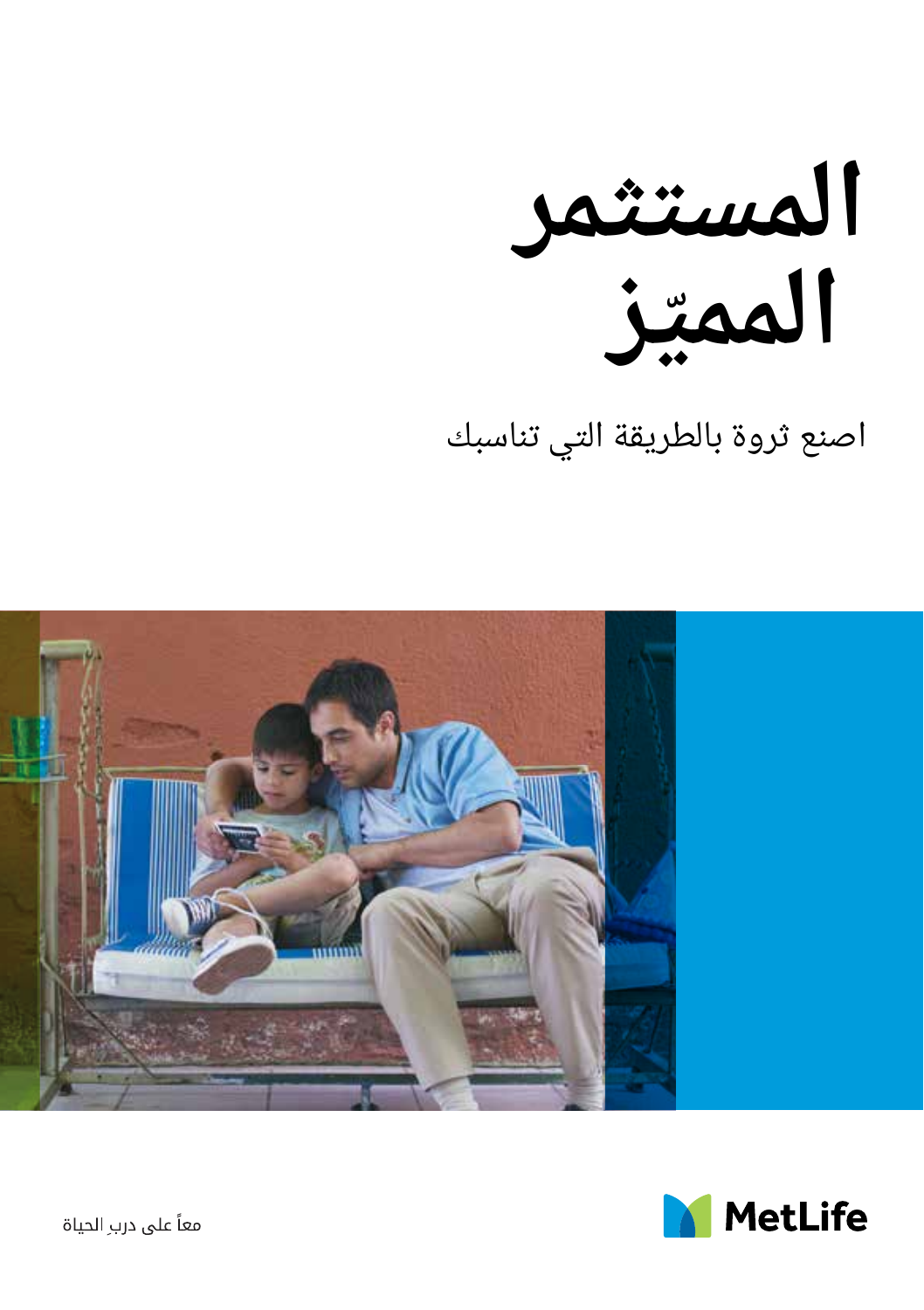# المستثمر المميّز

اصنع ثروة بالطريقة التي تناسبك

MetLife

معاً على دربِ الحياة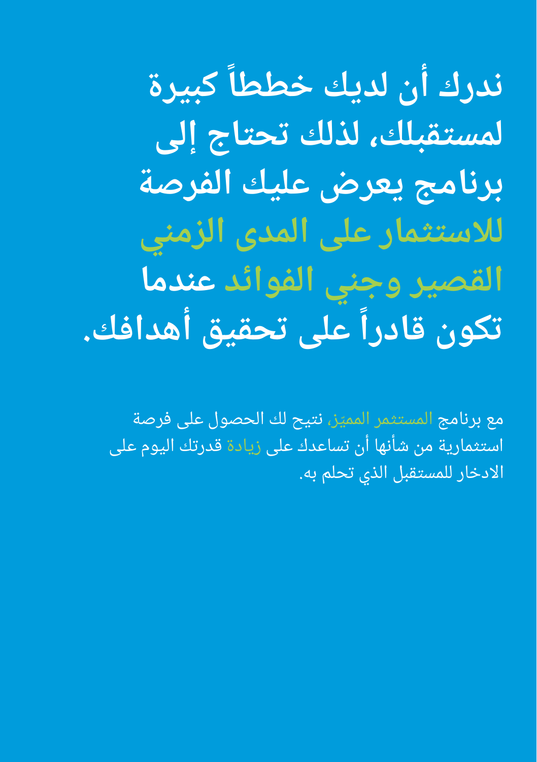# ندرك أن لديك خططاً كبيرة لمستقبلك، لذلك تحتاج إلى برنامج يعرض عليك الفرصة للاستثمار على المدى الزمني القصير وجني الفوائد عندما تكون قادراً على تحقيق أهدافك.

مع برنامج المستثمر المميّز، نتيح لك الحصول على فرصة استثمارية من شأنها أن تساعدك على زيادة قدرتك اليوم على الادخار للمستقبل الذي تحلم به.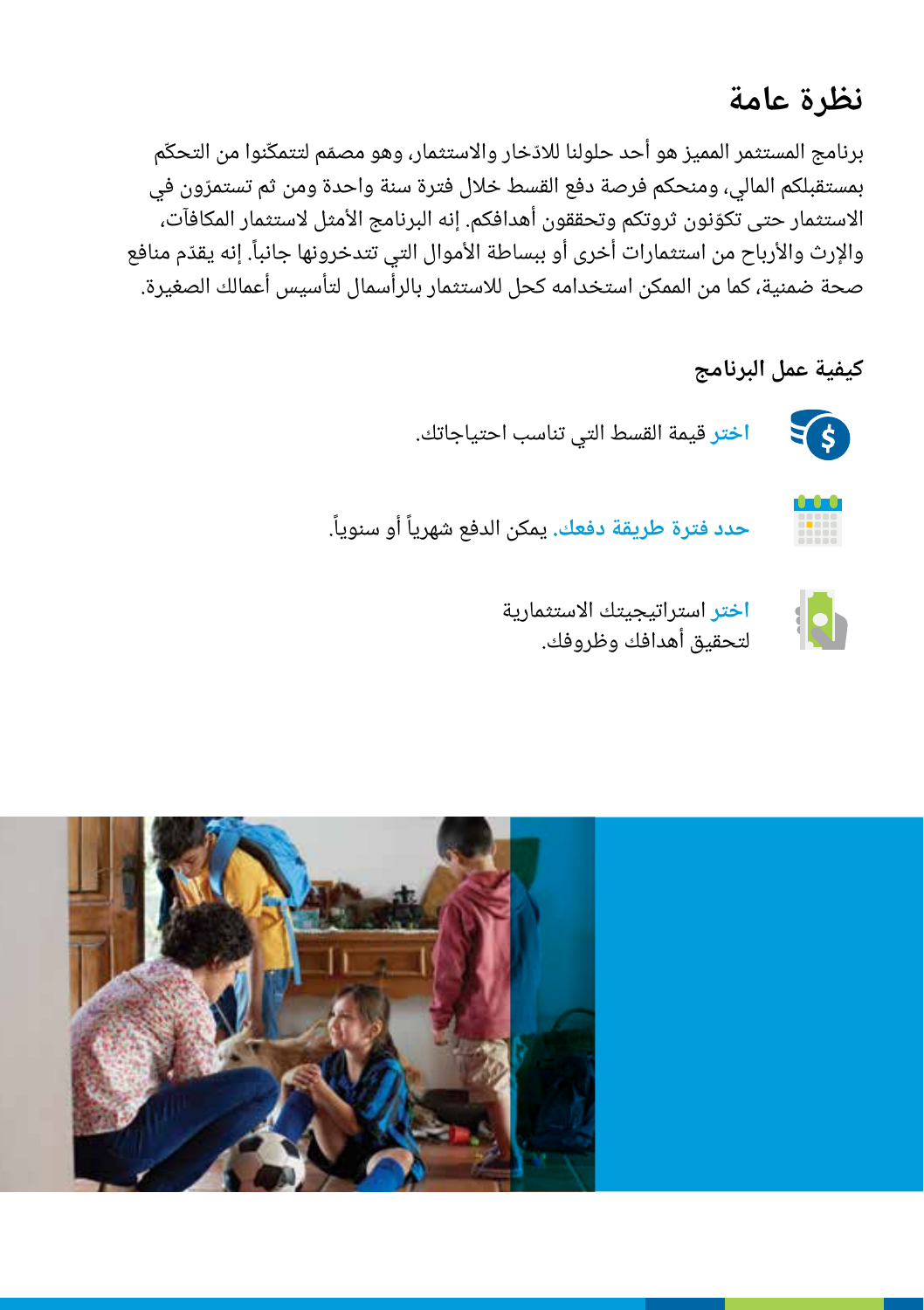# نظرة عامة

برنامج المستثمر المميز هو أحد حلولنا للادّخار والاستثمار، وهو مصمّم لتتمكّنوا من التحكّم بمستقبلكم المالي، ومنحكم فرصة دفع القسط خلال فترة سنة واحدة ومن ثم تستمرّون في الاستثمار حتى تكوّنون ثروتكم وتحققون أهدافكم. إنه البرنامج الأمثل لاستثمار المكافآت، والإرث والأرباح من استثمارات أخرى أو ببساطة الأموال التي تتدخرونها جانباً. إنه يقدّم منافع صحة ضمنية، كما من الممكن استخدامه كحل للاستثمار بالرأسمال لتأسيس أعمالك الصغيرة.

## كيفية عمل البرنامج

- **اختر** قيمة القسط التي تناسب احتياجاتك.
- **حدد فترة طريقة دفعك.** يمكن الدفع شهرياً أو سنوياً.
- **اختر** استراتيجيتك الاستثمارية لتحقيق أهدافك وظروفك.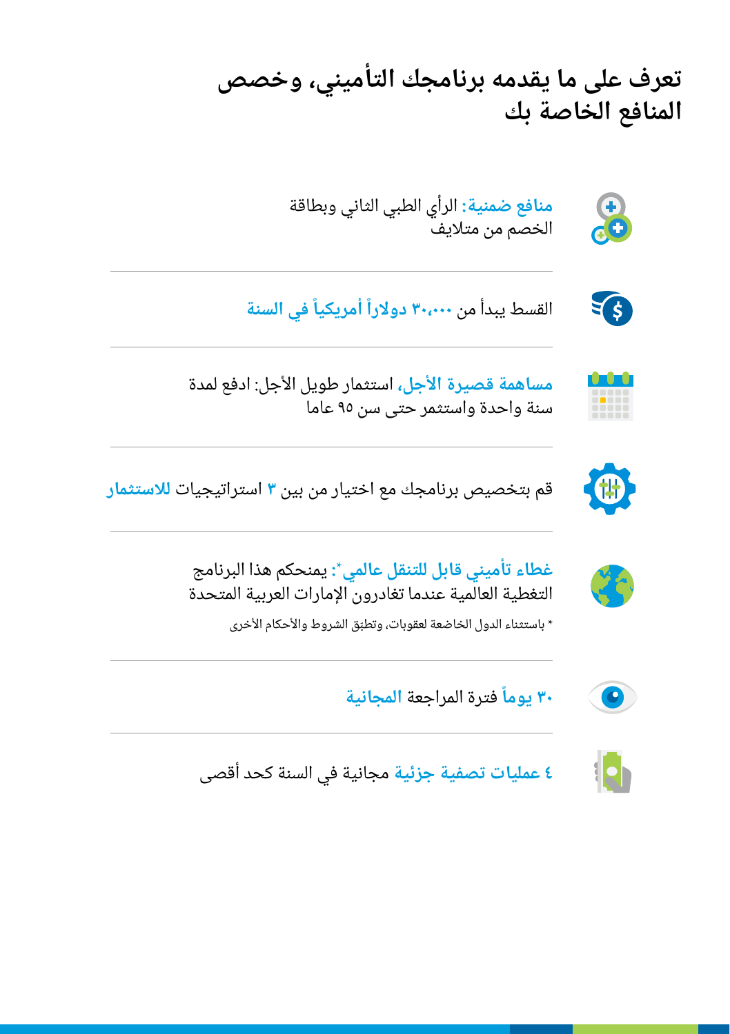# تعرف على ما يقدمه برنامجك التأميني، وخصص المنافع الخاصة بك

**منافع ضمنية**: الرأي الطبي الثاني وبطاقة الخصم من متلايف

---

القسط يبدأ من **٣٠،٠٠٠ دولاراً أمريكياً في السنة**

---

**مساهمة قصيرة الأجل**، استثمار طويل الأجل: ادفع لمدة سنة واحدة واستثمر حتى سن ٩٥ عاما

---

قم بتخصيص برنامجك مع اختيار من بين **٣** استراتيجيات **للاستثمار**

---

**غطاء تأميني قابل للتنقل عالمي***: يمنحكم هذا البرنامج التغطية العالمية عندما تغادرون الإمارات العربية المتحدة

* باستثناء الدول الخاضعة لعقوبات، وتطبق الشروط والأحكام الأخرى

---

**٣٠ يوماً** فترة المراجعة **المجانية**

---

**٤ عمليات تصفية جزئية** مجانية في السنة كحد أقصى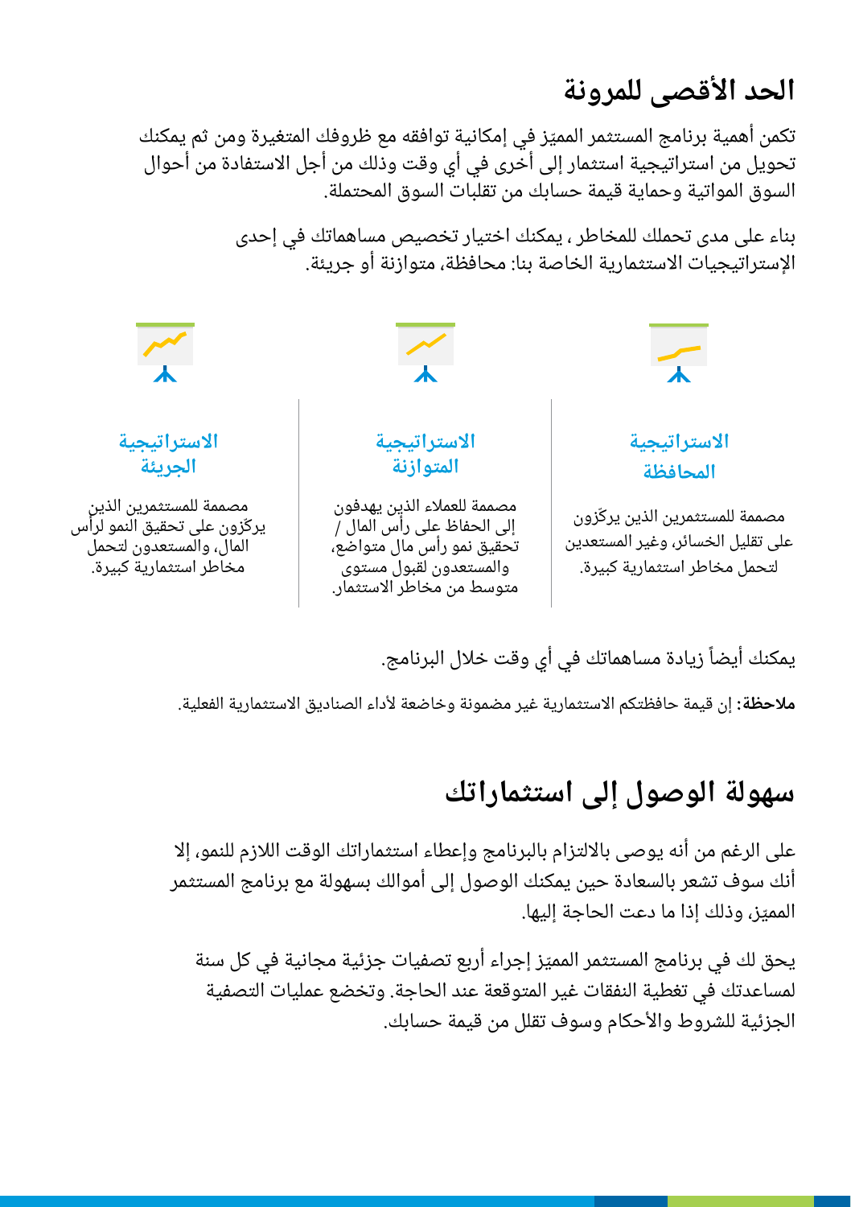## الحد الأقصى للمرونة

تكمن أهمية برنامج المستثمر المميّز في إمكانية توافقه مع ظروفك المتغيرة ومن ثم يمكنك تحويل من استراتيجية استثمار إلى أخرى في أي وقت وذلك من أجل الاستفادة من أحوال السوق المواتية وحماية قيمة حسابك من تقلبات السوق المحتملة.

بناء على مدى تحملك للمخاطر ، يمكنك اختيار تخصيص مساهماتك في إحدى الإستراتيجيات الاستثمارية الخاصة بنا: محافظة، متوازنة أو جريئة.

### الاستراتيجية المحافظة

مصممة للمستثمرين الذين يركّزون على تقليل الخسائر، وغير المستعدين لتحمل مخاطر استثمارية كبيرة.

### الاستراتيجية المتوازنة

مصممة للعملاء الذين يهدفون إلى الحفاظ على رأس المال / تحقيق نمو رأس مال متواضع، والمستعدون لقبول مستوى متوسط من مخاطر الاستثمار.

### الاستراتيجية الجريئة

مصممة للمستثمرين الذين يركّزون على تحقيق النمو لرأس المال، والمستعدون لتحمل مخاطر استثمارية كبيرة.

يمكنك أيضاً زيادة مساهماتك في أي وقت خلال البرنامج.

**ملاحظة:** إن قيمة حافظتكم الاستثمارية غير مضمونة وخاضعة لأداء الصناديق الاستثمارية الفعلية.

## سهولة الوصول إلى استثماراتك

على الرغم من أنه يوصى بالالتزام بالبرنامج وإعطاء استثماراتك الوقت اللازم للنمو، إلا أنك سوف تشعر بالسعادة حين يمكنك الوصول إلى أموالك بسهولة مع برنامج المستثمر المميّز، وذلك إذا ما دعت الحاجة إليها.

يحق لك في برنامج المستثمر المميّز إجراء أربع تصفيات جزئية مجانية في كل سنة لمساعدتك في تغطية النفقات غير المتوقعة عند الحاجة. وتخضع عمليات التصفية الجزئية للشروط والأحكام وسوف تقلل من قيمة حسابك.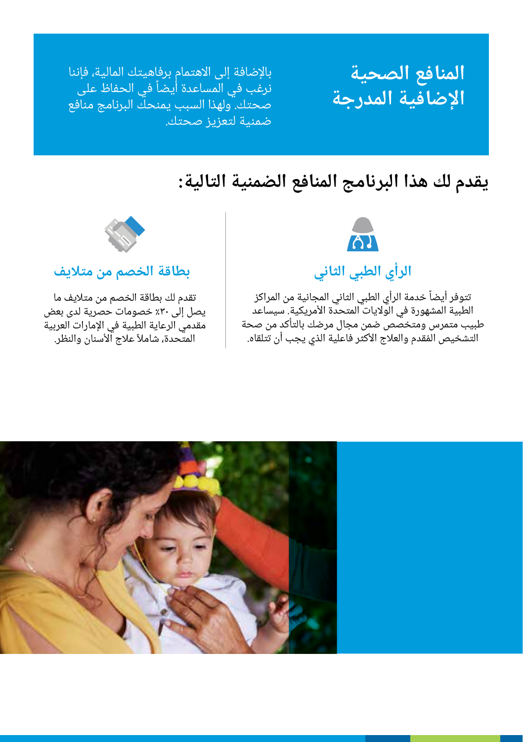## المنافع الصحية الإضافية المدرجة

بالإضافة إلى الاهتمام برفاهيتك المالية، فإننا نرغب في المساعدة أيضاً في الحفاظ على صحتك. ولهذا السبب يمنحك البرنامج منافع ضمنية لتعزيز صحتك.

## يقدم لك هذا البرنامج المنافع الضمنية التالية:

### الرأي الطبي الثاني

تتوفر أيضاً خدمة الرأي الطبي الثاني المجانية من المراكز الطبية المشهورة في الولايات المتحدة الأمريكية. سيساعد طبيب متمرس ومتخصص ضمن مجال مرضك بالتأكد من صحة التشخيص المقدم والعلاج الأكثر فاعلية الذي يجب أن تتلقاه.

### بطاقة الخصم من متلايف

تقدم لك بطاقة الخصم من متلايف ما يصل إلى ٣٠٪ خصومات حصرية لدى بعض مقدمي الرعاية الطبية في الإمارات العربية المتحدة، شاملاً علاج الأسنان والنظر.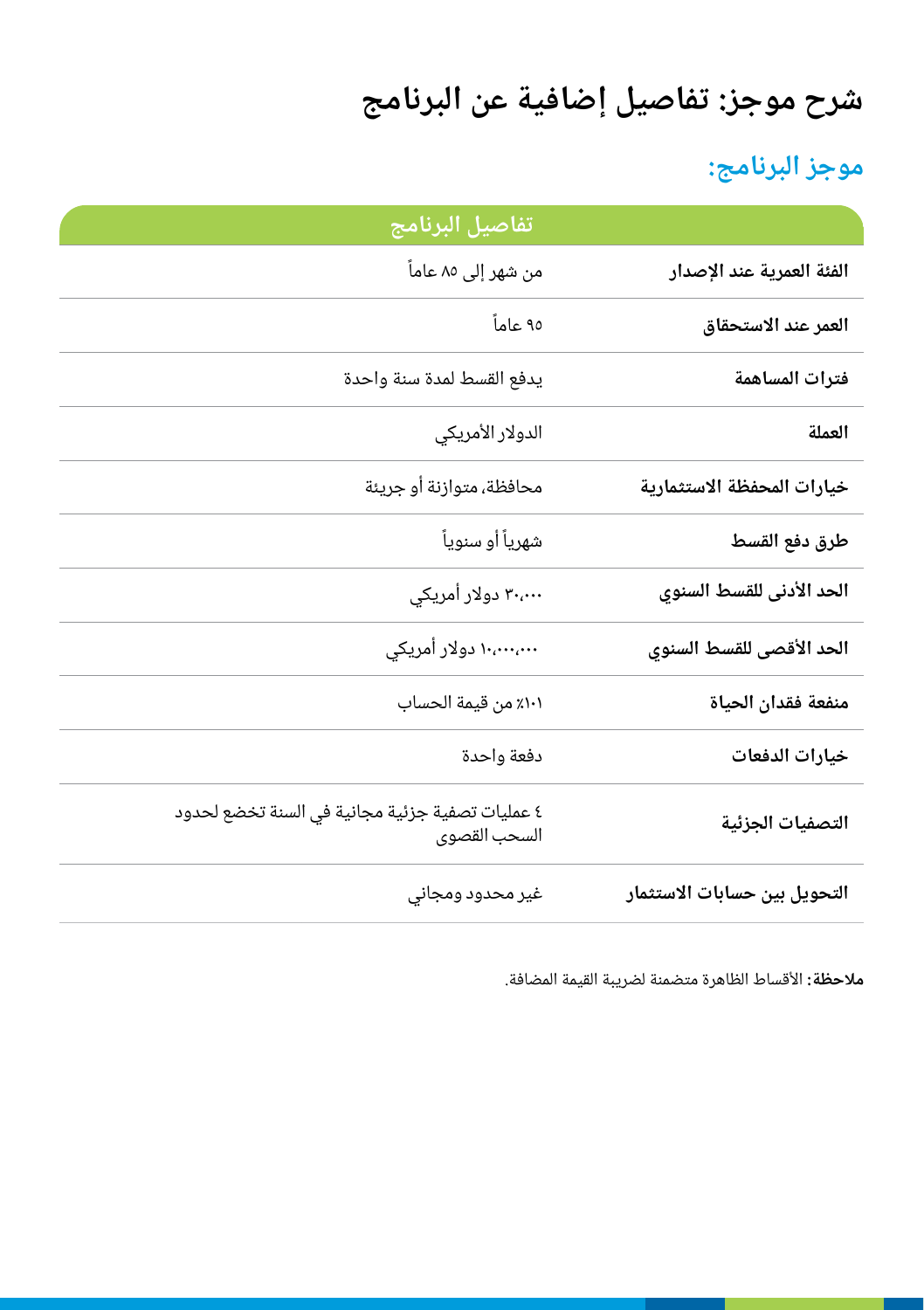# شرح موجز: تفاصيل إضافية عن البرنامج

## موجز البرنامج:

| تفاصيل البرنامج | |
|---|---|
| الفئة العمرية عند الإصدار | من شهر إلى ٨٥ عاماً |
| العمر عند الاستحقاق | ٩٥ عاماً |
| فترات المساهمة | يدفع القسط لمدة سنة واحدة |
| العملة | الدولار الأمريكي |
| خيارات المحفظة الاستثمارية | محافظة، متوازنة أو جريئة |
| طرق دفع القسط | شهرياً أو سنوياً |
| الحد الأدنى للقسط السنوي | ٣٠،٠٠٠ دولار أمريكي |
| الحد الأقصى للقسط السنوي | ١٠،٠٠٠،٠٠٠ دولار أمريكي |
| منفعة فقدان الحياة | ١٠١٪ من قيمة الحساب |
| خيارات الدفعات | دفعة واحدة |
| التصفيات الجزئية | ٤ عمليات تصفية جزئية مجانية في السنة تخضع لحدود السحب القصوى |
| التحويل بين حسابات الاستثمار | غير محدود ومجاني |

**ملاحظة:** الأقساط الظاهرة متضمنة لضريبة القيمة المضافة.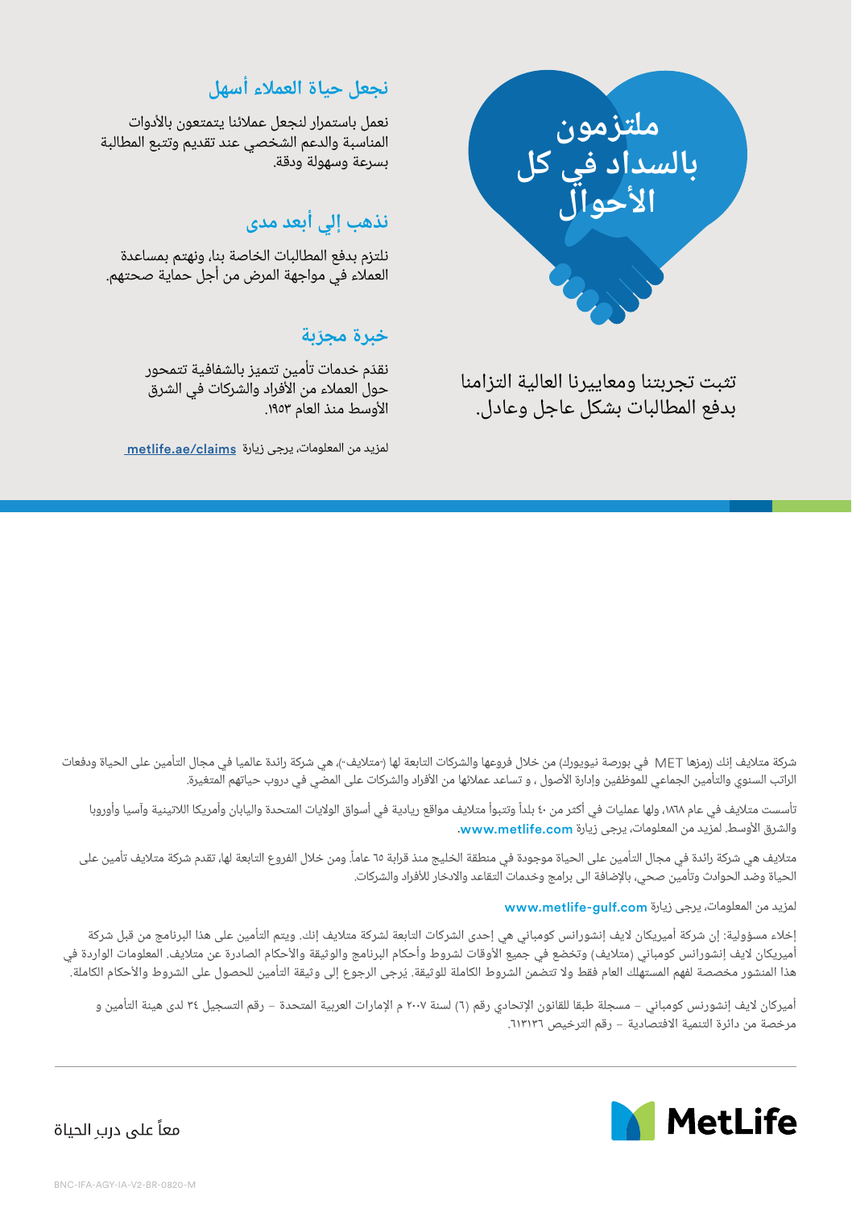# ملتزمون بالسداد في كل الأحوال

تثبت تجربتنا ومعاييرنا العالية التزامنا بدفع المطالبات بشكل عاجل وعادل.

## نجعل حياة العملاء أسهل

نعمل باستمرار لنجعل عملائنا يتمتعون بالأدوات المناسبة والدعم الشخصي عند تقديم وتتبع المطالبة بسرعة وسهولة ودقة.

## نذهب إلى أبعد مدى

نلتزم بدفع المطالبات الخاصة بنا، ونهتم بمساعدة العملاء في مواجهة المرض من أجل حماية صحتهم.

## خبرة مجرّبة

نقدم خدمات تأمين تتميز بالشفافية تتمحور حول العملاء من الأفراد والشركات في الشرق الأوسط منذ العام ١٩٥٣.

لمزيد من المعلومات، يرجى زيارة metlife.ae/claims

شركة متلايف إنك (رمزها MET في بورصة نيويورك) من خلال فروعها والشركات التابعة لها ("متلايف")، هي شركة رائدة عالميا في مجال التأمين على الحياة ودفعات الراتب السنوي والتأمين الجماعي للموظفين وإدارة الأصول ، و تساعد عملائها من الأفراد والشركات على المضي في دروب حياتهم المتغيرة.

تأسست متلايف في عام ١٨٦٨، ولها عمليات في أكثر من ٤٠ بلداً وتتبوأ متلايف مواقع ريادية في أسواق الولايات المتحدة واليابان وأمريكا اللاتينية وآسيا وأوروبا والشرق الأوسط. لمزيد من المعلومات، يرجى زيارة www.metlife.com.

متلايف هي شركة رائدة في مجال التأمين على الحياة موجودة في منطقة الخليج منذ قرابة ٦٥ عاماً. ومن خلال الفروع التابعة لها، تقدم شركة متلايف تأمين على الحياة وضد الحوادث وتأمين صحي، بالإضافة الى برامج وخدمات التقاعد والادخار للأفراد والشركات.

لمزيد من المعلومات، يرجى زيارة www.metlife-gulf.com

إخلاء مسؤولية: إن شركة أميريكان لايف إنشورانس كومباني هي إحدى الشركات التابعة لشركة متلايف إنك. ويتم التأمين على هذا البرنامج من قبل شركة أميريكان لايف إنشورانس كومباني (متلايف) وتخضع في جميع الأوقات لشروط وأحكام البرنامج والوثيقة والأحكام الصادرة عن متلايف. المعلومات الواردة في هذا المنشور مخصصة لفهم المستهلك العام فقط ولا تتضمن الشروط الكاملة للوثيقة. يُرجى الرجوع إلى وثيقة التأمين للحصول على الشروط والأحكام الكاملة.

أميركان لايف إنشورنس كومباني – مسجلة طبقا للقانون الإتحادي رقم (٦) لسنة ٢٠٠٧ م الإمارات العربية المتحدة – رقم التسجيل ٣٤ لدى هيئة التأمين و مرخصة من دائرة التنمية الاقتصادية – رقم الترخيص ٦١٣١٣٦.

MetLife

معاً على دربِ الحياة

BNC-IFA-AGY-IA-V2-BR-0820-M